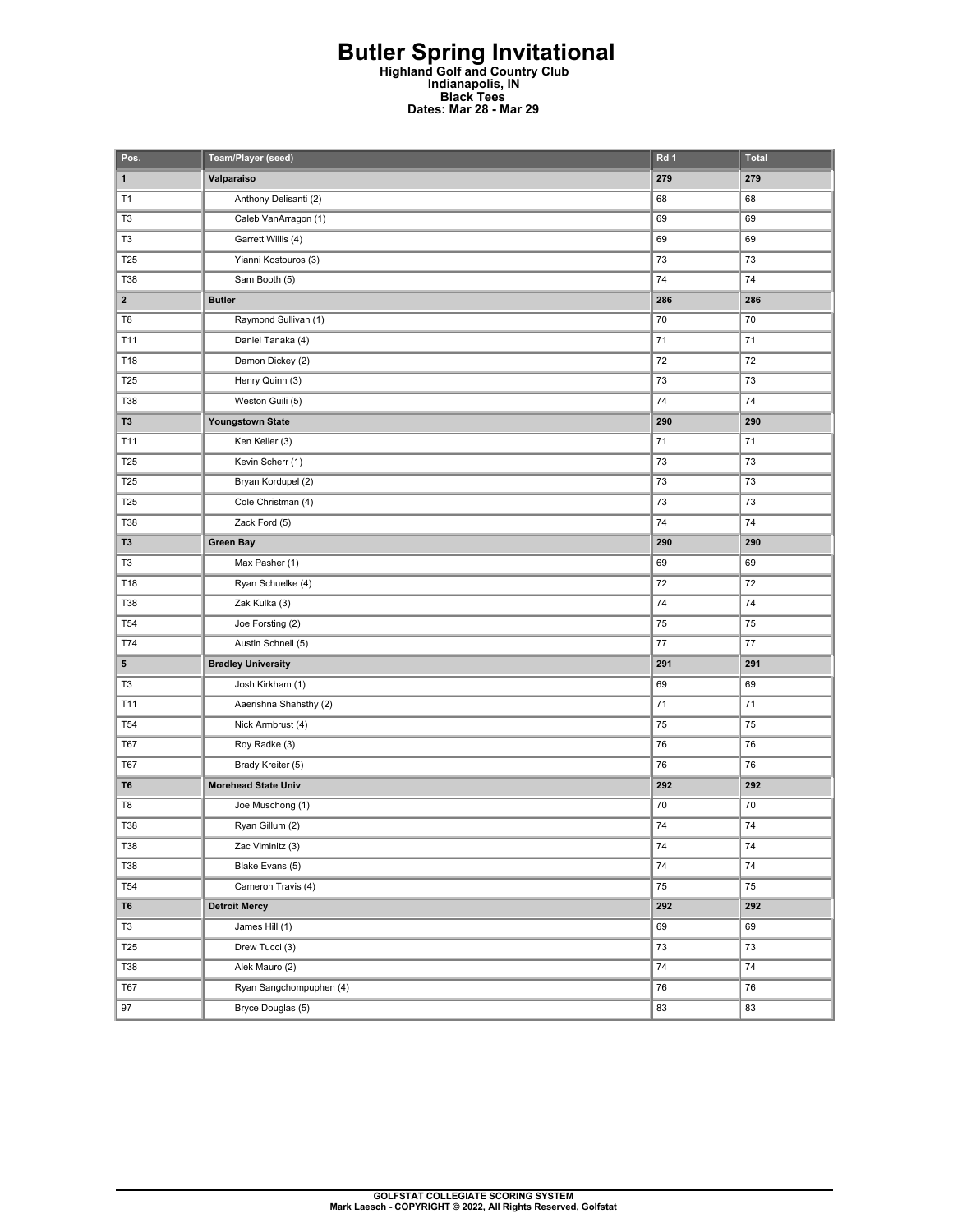# Butler Spring Invitational

**Highland Golf and Country Club**
**Indianapolis, IN**
**Black Tees**
**Dates: Mar 28 - Mar 29**

| Pos. | Team/Player (seed) | Rd 1 | Total |
|---|---|---|---|
| **1** | **Valparaiso** | **279** | **279** |
| T1 | Anthony Delisanti (2) | 68 | 68 |
| T3 | Caleb VanArragon (1) | 69 | 69 |
| T3 | Garrett Willis (4) | 69 | 69 |
| T25 | Yianni Kostouros (3) | 73 | 73 |
| T38 | Sam Booth (5) | 74 | 74 |
| **2** | **Butler** | **286** | **286** |
| T8 | Raymond Sullivan (1) | 70 | 70 |
| T11 | Daniel Tanaka (4) | 71 | 71 |
| T18 | Damon Dickey (2) | 72 | 72 |
| T25 | Henry Quinn (3) | 73 | 73 |
| T38 | Weston Guili (5) | 74 | 74 |
| **T3** | **Youngstown State** | **290** | **290** |
| T11 | Ken Keller (3) | 71 | 71 |
| T25 | Kevin Scherr (1) | 73 | 73 |
| T25 | Bryan Kordupel (2) | 73 | 73 |
| T25 | Cole Christman (4) | 73 | 73 |
| T38 | Zack Ford (5) | 74 | 74 |
| **T3** | **Green Bay** | **290** | **290** |
| T3 | Max Pasher (1) | 69 | 69 |
| T18 | Ryan Schuelke (4) | 72 | 72 |
| T38 | Zak Kulka (3) | 74 | 74 |
| T54 | Joe Forsting (2) | 75 | 75 |
| T74 | Austin Schnell (5) | 77 | 77 |
| **5** | **Bradley University** | **291** | **291** |
| T3 | Josh Kirkham (1) | 69 | 69 |
| T11 | Aaerishna Shahsthy (2) | 71 | 71 |
| T54 | Nick Armbrust (4) | 75 | 75 |
| T67 | Roy Radke (3) | 76 | 76 |
| T67 | Brady Kreiter (5) | 76 | 76 |
| **T6** | **Morehead State Univ** | **292** | **292** |
| T8 | Joe Muschong (1) | 70 | 70 |
| T38 | Ryan Gillum (2) | 74 | 74 |
| T38 | Zac Viminitz (3) | 74 | 74 |
| T38 | Blake Evans (5) | 74 | 74 |
| T54 | Cameron Travis (4) | 75 | 75 |
| **T6** | **Detroit Mercy** | **292** | **292** |
| T3 | James Hill (1) | 69 | 69 |
| T25 | Drew Tucci (3) | 73 | 73 |
| T38 | Alek Mauro (2) | 74 | 74 |
| T67 | Ryan Sangchompuphen (4) | 76 | 76 |
| 97 | Bryce Douglas (5) | 83 | 83 |

GOLFSTAT COLLEGIATE SCORING SYSTEM
Mark Laesch - COPYRIGHT © 2022, All Rights Reserved, Golfstat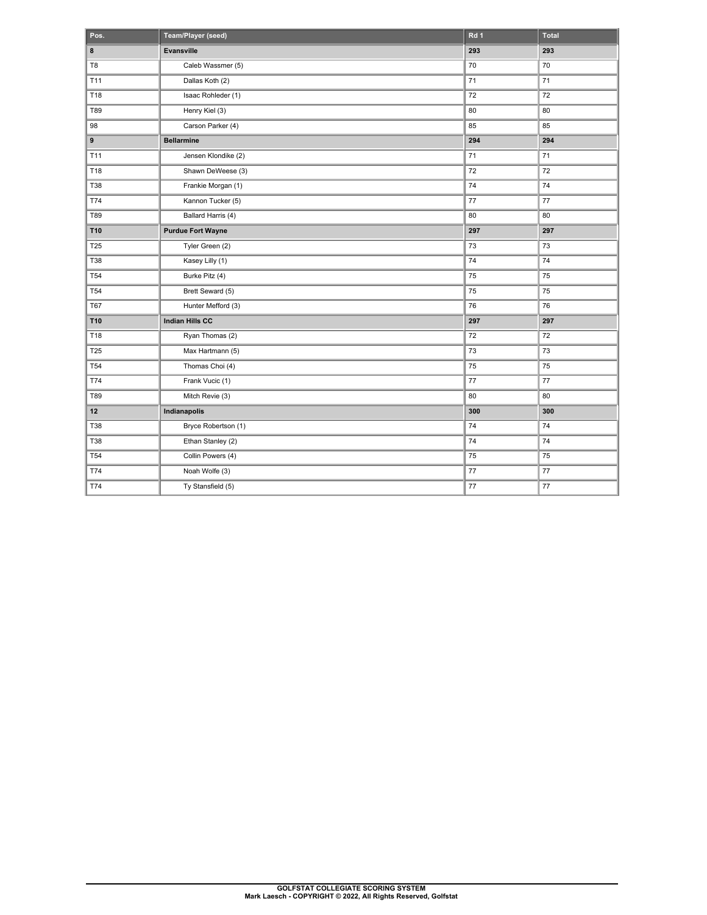| Pos. | Team/Player (seed) | Rd 1 | Total |
|---|---|---|---|
| **8** | **Evansville** | **293** | **293** |
| T8 | Caleb Wassmer (5) | 70 | 70 |
| T11 | Dallas Koth (2) | 71 | 71 |
| T18 | Isaac Rohleder (1) | 72 | 72 |
| T89 | Henry Kiel (3) | 80 | 80 |
| 98 | Carson Parker (4) | 85 | 85 |
| **9** | **Bellarmine** | **294** | **294** |
| T11 | Jensen Klondike (2) | 71 | 71 |
| T18 | Shawn DeWeese (3) | 72 | 72 |
| T38 | Frankie Morgan (1) | 74 | 74 |
| T74 | Kannon Tucker (5) | 77 | 77 |
| T89 | Ballard Harris (4) | 80 | 80 |
| **T10** | **Purdue Fort Wayne** | **297** | **297** |
| T25 | Tyler Green (2) | 73 | 73 |
| T38 | Kasey Lilly (1) | 74 | 74 |
| T54 | Burke Pitz (4) | 75 | 75 |
| T54 | Brett Seward (5) | 75 | 75 |
| T67 | Hunter Mefford (3) | 76 | 76 |
| **T10** | **Indian Hills CC** | **297** | **297** |
| T18 | Ryan Thomas (2) | 72 | 72 |
| T25 | Max Hartmann (5) | 73 | 73 |
| T54 | Thomas Choi (4) | 75 | 75 |
| T74 | Frank Vucic (1) | 77 | 77 |
| T89 | Mitch Revie (3) | 80 | 80 |
| **12** | **Indianapolis** | **300** | **300** |
| T38 | Bryce Robertson (1) | 74 | 74 |
| T38 | Ethan Stanley (2) | 74 | 74 |
| T54 | Collin Powers (4) | 75 | 75 |
| T74 | Noah Wolfe (3) | 77 | 77 |
| T74 | Ty Stansfield (5) | 77 | 77 |

**GOLFSTAT COLLEGIATE SCORING SYSTEM**
**Mark Laesch - COPYRIGHT © 2022, All Rights Reserved, Golfstat**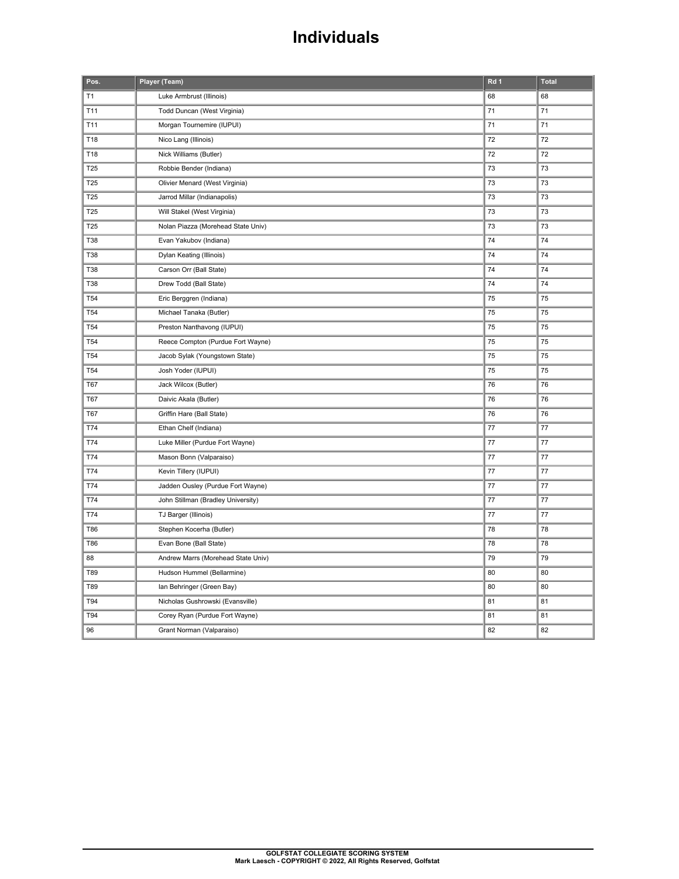# Individuals

| Pos. | Player (Team) | Rd 1 | Total |
|---|---|---|---|
| T1 | Luke Armbrust (Illinois) | 68 | 68 |
| T11 | Todd Duncan (West Virginia) | 71 | 71 |
| T11 | Morgan Tournemire (IUPUI) | 71 | 71 |
| T18 | Nico Lang (Illinois) | 72 | 72 |
| T18 | Nick Williams (Butler) | 72 | 72 |
| T25 | Robbie Bender (Indiana) | 73 | 73 |
| T25 | Olivier Menard (West Virginia) | 73 | 73 |
| T25 | Jarrod Millar (Indianapolis) | 73 | 73 |
| T25 | Will Stakel (West Virginia) | 73 | 73 |
| T25 | Nolan Piazza (Morehead State Univ) | 73 | 73 |
| T38 | Evan Yakubov (Indiana) | 74 | 74 |
| T38 | Dylan Keating (Illinois) | 74 | 74 |
| T38 | Carson Orr (Ball State) | 74 | 74 |
| T38 | Drew Todd (Ball State) | 74 | 74 |
| T54 | Eric Berggren (Indiana) | 75 | 75 |
| T54 | Michael Tanaka (Butler) | 75 | 75 |
| T54 | Preston Nanthavong (IUPUI) | 75 | 75 |
| T54 | Reece Compton (Purdue Fort Wayne) | 75 | 75 |
| T54 | Jacob Sylak (Youngstown State) | 75 | 75 |
| T54 | Josh Yoder (IUPUI) | 75 | 75 |
| T67 | Jack Wilcox (Butler) | 76 | 76 |
| T67 | Daivic Akala (Butler) | 76 | 76 |
| T67 | Griffin Hare (Ball State) | 76 | 76 |
| T74 | Ethan Chelf (Indiana) | 77 | 77 |
| T74 | Luke Miller (Purdue Fort Wayne) | 77 | 77 |
| T74 | Mason Bonn (Valparaiso) | 77 | 77 |
| T74 | Kevin Tillery (IUPUI) | 77 | 77 |
| T74 | Jadden Ousley (Purdue Fort Wayne) | 77 | 77 |
| T74 | John Stillman (Bradley University) | 77 | 77 |
| T74 | TJ Barger (Illinois) | 77 | 77 |
| T86 | Stephen Kocerha (Butler) | 78 | 78 |
| T86 | Evan Bone (Ball State) | 78 | 78 |
| 88 | Andrew Marrs (Morehead State Univ) | 79 | 79 |
| T89 | Hudson Hummel (Bellarmine) | 80 | 80 |
| T89 | Ian Behringer (Green Bay) | 80 | 80 |
| T94 | Nicholas Gushrowski (Evansville) | 81 | 81 |
| T94 | Corey Ryan (Purdue Fort Wayne) | 81 | 81 |
| 96 | Grant Norman (Valparaiso) | 82 | 82 |